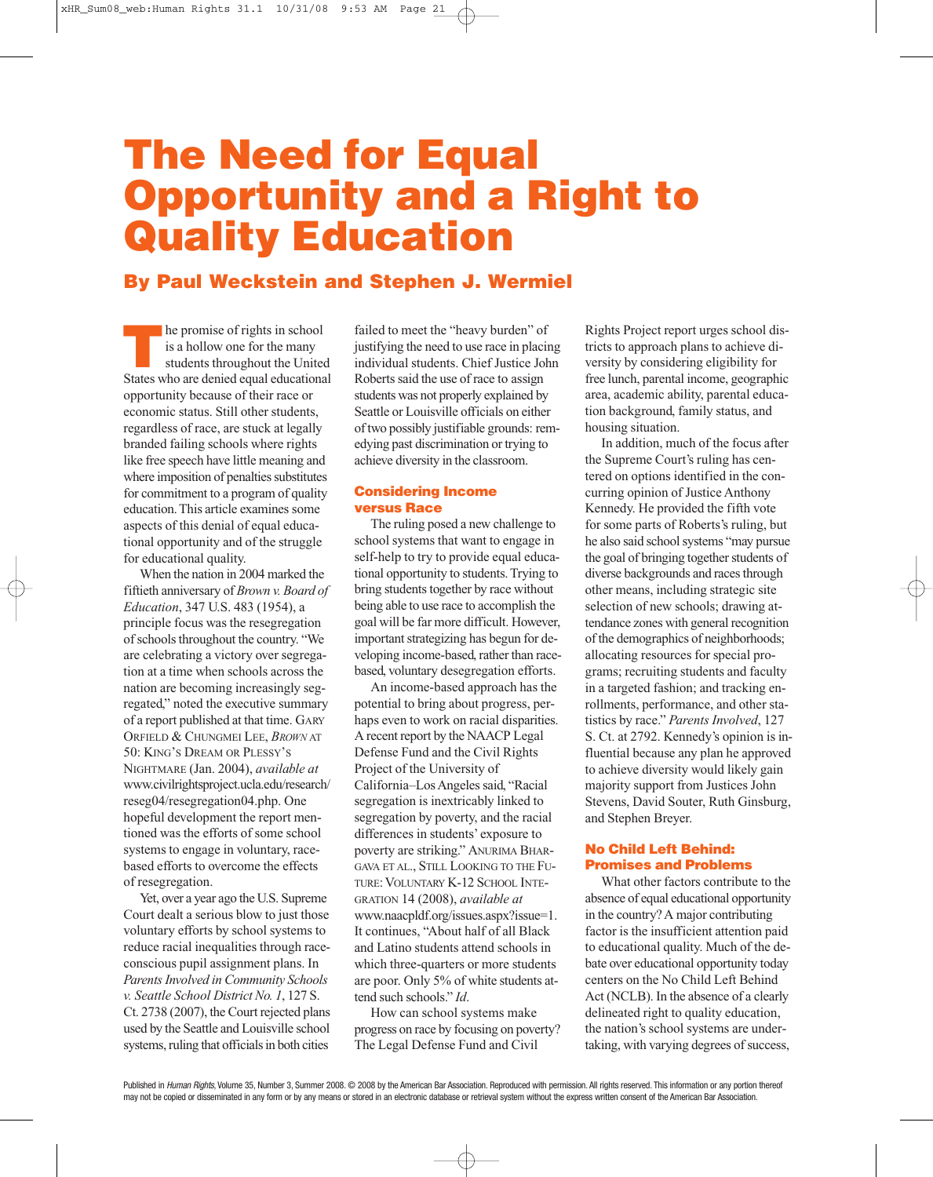# The Need for Equal Opportunity and a Right to Quality Education

## By Paul Weckstein and Stephen J. Wermiel

The promise of rights in school is a hollow one for the many students throughout the United States who are denied equal educational opportunity because of their race or economic status. Still other students, regardless of race, are stuck at legally branded failing schools where rights like free speech have little meaning and where imposition of penalties substitutes for commitment to a program of quality education. This article examines some aspects of this denial of equal educational opportunity and of the struggle for educational quality.

When the nation in 2004 marked the fiftieth anniversary of *Brown v. Board of Education*, 347 U.S. 483 (1954), a principle focus was the resegregation of schools throughout the country. "We are celebrating a victory over segregation at a time when schools across the nation are becoming increasingly segregated," noted the executive summary of a report published at that time. Gary Orfield & Chungmei Lee, *Brown* at 50: King's Dream or Plessy's Nightmare (Jan. 2004), *available at* www.civilrightsproject.ucla.edu/research/reseg04/resegregation04.php. One hopeful development the report mentioned was the efforts of some school systems to engage in voluntary, race-based efforts to overcome the effects of resegregation.

Yet, over a year ago the U.S. Supreme Court dealt a serious blow to just those voluntary efforts by school systems to reduce racial inequalities through race-conscious pupil assignment plans. In *Parents Involved in Community Schools v. Seattle School District No. 1*, 127 S. Ct. 2738 (2007), the Court rejected plans used by the Seattle and Louisville school systems, ruling that officials in both cities failed to meet the "heavy burden" of justifying the need to use race in placing individual students. Chief Justice John Roberts said the use of race to assign students was not properly explained by Seattle or Louisville officials on either of two possibly justifiable grounds: remedying past discrimination or trying to achieve diversity in the classroom.

### Considering Income versus Race

The ruling posed a new challenge to school systems that want to engage in self-help to try to provide equal educational opportunity to students. Trying to bring students together by race without being able to use race to accomplish the goal will be far more difficult. However, important strategizing has begun for developing income-based, rather than race-based, voluntary desegregation efforts.

An income-based approach has the potential to bring about progress, perhaps even to work on racial disparities. A recent report by the NAACP Legal Defense Fund and the Civil Rights Project of the University of California–Los Angeles said, "Racial segregation is inextricably linked to segregation by poverty, and the racial differences in students' exposure to poverty are striking." Anurima Bhargava et al., Still Looking to the Future: Voluntary K-12 School Integration 14 (2008), *available at* www.naacpldf.org/issues.aspx?issue=1. It continues, "About half of all Black and Latino students attend schools in which three-quarters or more students are poor. Only 5% of white students attend such schools." *Id.*

How can school systems make progress on race by focusing on poverty? The Legal Defense Fund and Civil Rights Project report urges school districts to approach plans to achieve diversity by considering eligibility for free lunch, parental income, geographic area, academic ability, parental education background, family status, and housing situation.

In addition, much of the focus after the Supreme Court's ruling has centered on options identified in the concurring opinion of Justice Anthony Kennedy. He provided the fifth vote for some parts of Roberts's ruling, but he also said school systems "may pursue the goal of bringing together students of diverse backgrounds and races through other means, including strategic site selection of new schools; drawing attendance zones with general recognition of the demographics of neighborhoods; allocating resources for special programs; recruiting students and faculty in a targeted fashion; and tracking enrollments, performance, and other statistics by race." *Parents Involved*, 127 S. Ct. at 2792. Kennedy's opinion is influential because any plan he approved to achieve diversity would likely gain majority support from Justices John Stevens, David Souter, Ruth Ginsburg, and Stephen Breyer.

### No Child Left Behind: Promises and Problems

What other factors contribute to the absence of equal educational opportunity in the country? A major contributing factor is the insufficient attention paid to educational quality. Much of the debate over educational opportunity today centers on the No Child Left Behind Act (NCLB). In the absence of a clearly delineated right to quality education, the nation's school systems are undertaking, with varying degrees of success,

Published in *Human Rights*, Volume 35, Number 3, Summer 2008. © 2008 by the American Bar Association. Reproduced with permission. All rights reserved. This information or any portion thereof may not be copied or disseminated in any form or by any means or stored in an electronic database or retrieval system without the express written consent of the American Bar Association.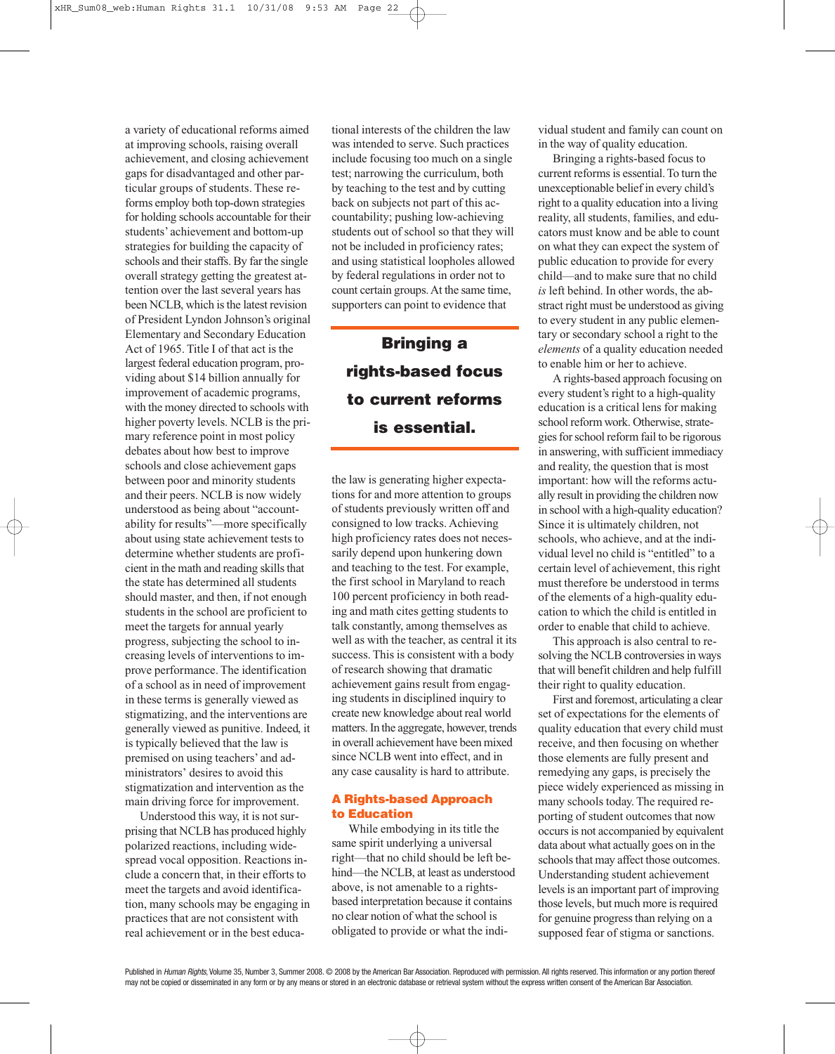a variety of educational reforms aimed at improving schools, raising overall achievement, and closing achievement gaps for disadvantaged and other particular groups of students. These reforms employ both top-down strategies for holding schools accountable for their students' achievement and bottom-up strategies for building the capacity of schools and their staffs. By far the single overall strategy getting the greatest attention over the last several years has been NCLB, which is the latest revision of President Lyndon Johnson's original Elementary and Secondary Education Act of 1965. Title I of that act is the largest federal education program, providing about $14 billion annually for improvement of academic programs, with the money directed to schools with higher poverty levels. NCLB is the primary reference point in most policy debates about how best to improve schools and close achievement gaps between poor and minority students and their peers. NCLB is now widely understood as being about "accountability for results"—more specifically about using state achievement tests to determine whether students are proficient in the math and reading skills that the state has determined all students should master, and then, if not enough students in the school are proficient to meet the targets for annual yearly progress, subjecting the school to increasing levels of interventions to improve performance. The identification of a school as in need of improvement in these terms is generally viewed as stigmatizing, and the interventions are generally viewed as punitive. Indeed, it is typically believed that the law is premised on using teachers' and administrators' desires to avoid this stigmatization and intervention as the main driving force for improvement.

Understood this way, it is not surprising that NCLB has produced highly polarized reactions, including widespread vocal opposition. Reactions include a concern that, in their efforts to meet the targets and avoid identification, many schools may be engaging in practices that are not consistent with real achievement or in the best educational interests of the children the law was intended to serve. Such practices include focusing too much on a single test; narrowing the curriculum, both by teaching to the test and by cutting back on subjects not part of this accountability; pushing low-achieving students out of school so that they will not be included in proficiency rates; and using statistical loopholes allowed by federal regulations in order not to count certain groups. At the same time, supporters can point to evidence that the law is generating higher expectations for and more attention to groups of students previously written off and consigned to low tracks. Achieving high proficiency rates does not necessarily depend upon hunkering down and teaching to the test. For example, the first school in Maryland to reach 100 percent proficiency in both reading and math cites getting students to talk constantly, among themselves as well as with the teacher, as central it its success. This is consistent with a body of research showing that dramatic achievement gains result from engaging students in disciplined inquiry to create new knowledge about real world matters. In the aggregate, however, trends in overall achievement have been mixed since NCLB went into effect, and in any case causality is hard to attribute.

**Bringing a rights-based focus to current reforms is essential.**

## A Rights-based Approach to Education

While embodying in its title the same spirit underlying a universal right—that no child should be left behind—the NCLB, at least as understood above, is not amenable to a rights-based interpretation because it contains no clear notion of what the school is obligated to provide or what the individual student and family can count on in the way of quality education.

Bringing a rights-based focus to current reforms is essential. To turn the unexceptionable belief in every child's right to a quality education into a living reality, all students, families, and educators must know and be able to count on what they can expect the system of public education to provide for every child—and to make sure that no child *is* left behind. In other words, the abstract right must be understood as giving to every student in any public elementary or secondary school a right to the *elements* of a quality education needed to enable him or her to achieve.

A rights-based approach focusing on every student's right to a high-quality education is a critical lens for making school reform work. Otherwise, strategies for school reform fail to be rigorous in answering, with sufficient immediacy and reality, the question that is most important: how will the reforms actually result in providing the children now in school with a high-quality education? Since it is ultimately children, not schools, who achieve, and at the individual level no child is "entitled" to a certain level of achievement, this right must therefore be understood in terms of the elements of a high-quality education to which the child is entitled in order to enable that child to achieve.

This approach is also central to resolving the NCLB controversies in ways that will benefit children and help fulfill their right to quality education.

First and foremost, articulating a clear set of expectations for the elements of quality education that every child must receive, and then focusing on whether those elements are fully present and remedying any gaps, is precisely the piece widely experienced as missing in many schools today. The required reporting of student outcomes that now occurs is not accompanied by equivalent data about what actually goes on in the schools that may affect those outcomes. Understanding student achievement levels is an important part of improving those levels, but much more is required for genuine progress than relying on a supposed fear of stigma or sanctions.

Published in *Human Rights*, Volume 35, Number 3, Summer 2008. © 2008 by the American Bar Association. Reproduced with permission. All rights reserved. This information or any portion thereof may not be copied or disseminated in any form or by any means or stored in an electronic database or retrieval system without the express written consent of the American Bar Association.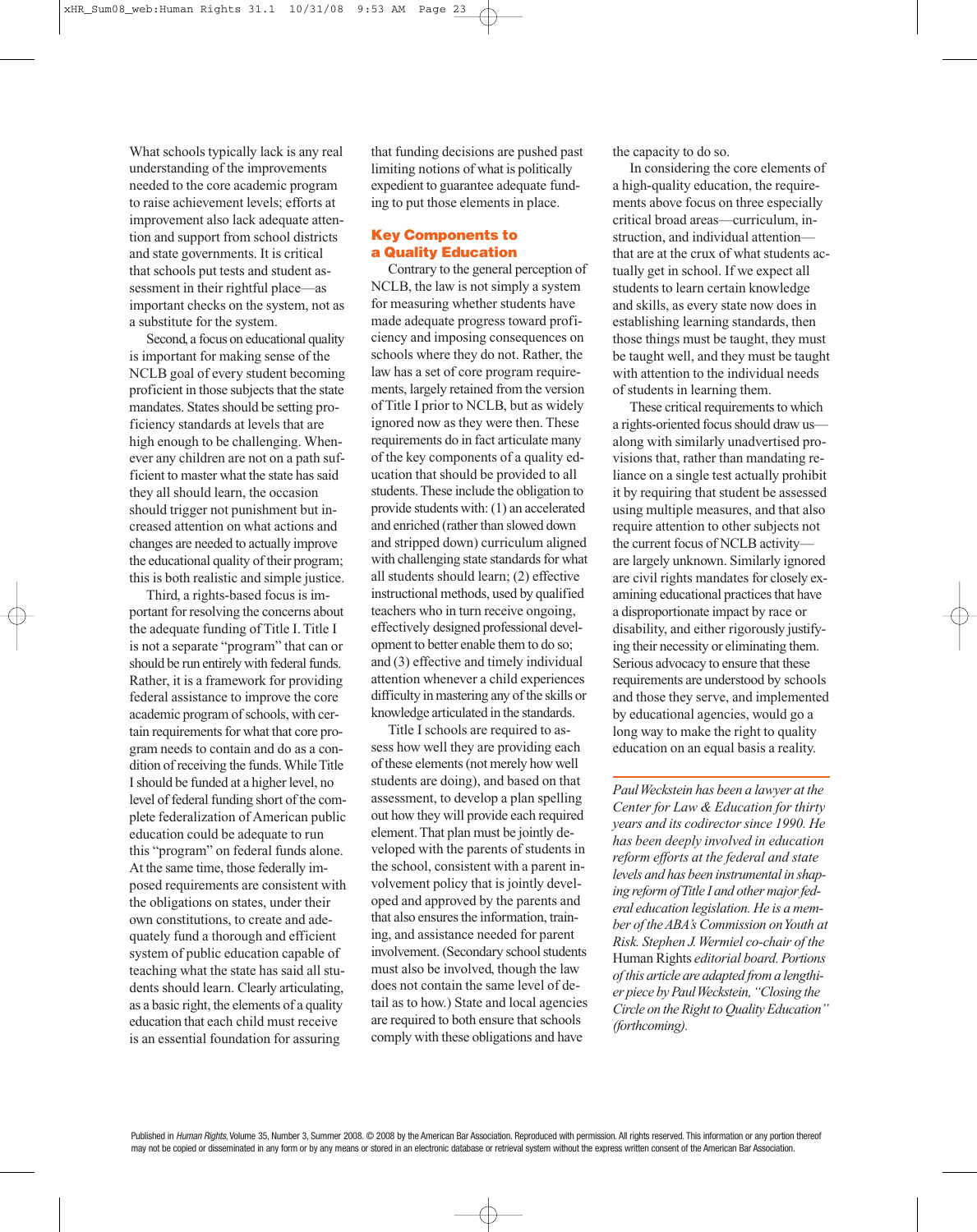What schools typically lack is any real understanding of the improvements needed to the core academic program to raise achievement levels; efforts at improvement also lack adequate attention and support from school districts and state governments. It is critical that schools put tests and student assessment in their rightful place—as important checks on the system, not as a substitute for the system.

Second, a focus on educational quality is important for making sense of the NCLB goal of every student becoming proficient in those subjects that the state mandates. States should be setting proficiency standards at levels that are high enough to be challenging. Whenever any children are not on a path sufficient to master what the state has said they all should learn, the occasion should trigger not punishment but increased attention on what actions and changes are needed to actually improve the educational quality of their program; this is both realistic and simple justice.

Third, a rights-based focus is important for resolving the concerns about the adequate funding of Title I. Title I is not a separate "program" that can or should be run entirely with federal funds. Rather, it is a framework for providing federal assistance to improve the core academic program of schools, with certain requirements for what that core program needs to contain and do as a condition of receiving the funds. While Title I should be funded at a higher level, no level of federal funding short of the complete federalization of American public education could be adequate to run this "program" on federal funds alone. At the same time, those federally imposed requirements are consistent with the obligations on states, under their own constitutions, to create and adequately fund a thorough and efficient system of public education capable of teaching what the state has said all students should learn. Clearly articulating, as a basic right, the elements of a quality education that each child must receive is an essential foundation for assuring that funding decisions are pushed past limiting notions of what is politically expedient to guarantee adequate funding to put those elements in place.

## Key Components to a Quality Education

Contrary to the general perception of NCLB, the law is not simply a system for measuring whether students have made adequate progress toward proficiency and imposing consequences on schools where they do not. Rather, the law has a set of core program requirements, largely retained from the version of Title I prior to NCLB, but as widely ignored now as they were then. These requirements do in fact articulate many of the key components of a quality education that should be provided to all students. These include the obligation to provide students with: (1) an accelerated and enriched (rather than slowed down and stripped down) curriculum aligned with challenging state standards for what all students should learn; (2) effective instructional methods, used by qualified teachers who in turn receive ongoing, effectively designed professional development to better enable them to do so; and (3) effective and timely individual attention whenever a child experiences difficulty in mastering any of the skills or knowledge articulated in the standards.

Title I schools are required to assess how well they are providing each of these elements (not merely how well students are doing), and based on that assessment, to develop a plan spelling out how they will provide each required element. That plan must be jointly developed with the parents of students in the school, consistent with a parent involvement policy that is jointly developed and approved by the parents and that also ensures the information, training, and assistance needed for parent involvement. (Secondary school students must also be involved, though the law does not contain the same level of detail as to how.) State and local agencies are required to both ensure that schools comply with these obligations and have the capacity to do so.

In considering the core elements of a high-quality education, the requirements above focus on three especially critical broad areas—curriculum, instruction, and individual attention—that are at the crux of what students actually get in school. If we expect all students to learn certain knowledge and skills, as every state now does in establishing learning standards, then those things must be taught, they must be taught well, and they must be taught with attention to the individual needs of students in learning them.

These critical requirements to which a rights-oriented focus should draw us—along with similarly unadvertised provisions that, rather than mandating reliance on a single test actually prohibit it by requiring that student be assessed using multiple measures, and that also require attention to other subjects not the current focus of NCLB activity—are largely unknown. Similarly ignored are civil rights mandates for closely examining educational practices that have a disproportionate impact by race or disability, and either rigorously justifying their necessity or eliminating them. Serious advocacy to ensure that these requirements are understood by schools and those they serve, and implemented by educational agencies, would go a long way to make the right to quality education on an equal basis a reality.

---

*Paul Weckstein has been a lawyer at the Center for Law & Education for thirty years and its codirector since 1990. He has been deeply involved in education reform efforts at the federal and state levels and has been instrumental in shaping reform of Title I and other major federal education legislation. He is a member of the ABA's Commission on Youth at Risk. Stephen J. Wermiel co-chair of the* Human Rights *editorial board. Portions of this article are adapted from a lengthier piece by Paul Weckstein, "Closing the Circle on the Right to Quality Education" (forthcoming).*

Published in *Human Rights*, Volume 35, Number 3, Summer 2008. © 2008 by the American Bar Association. Reproduced with permission. All rights reserved. This information or any portion thereof may not be copied or disseminated in any form or by any means or stored in an electronic database or retrieval system without the express written consent of the American Bar Association.